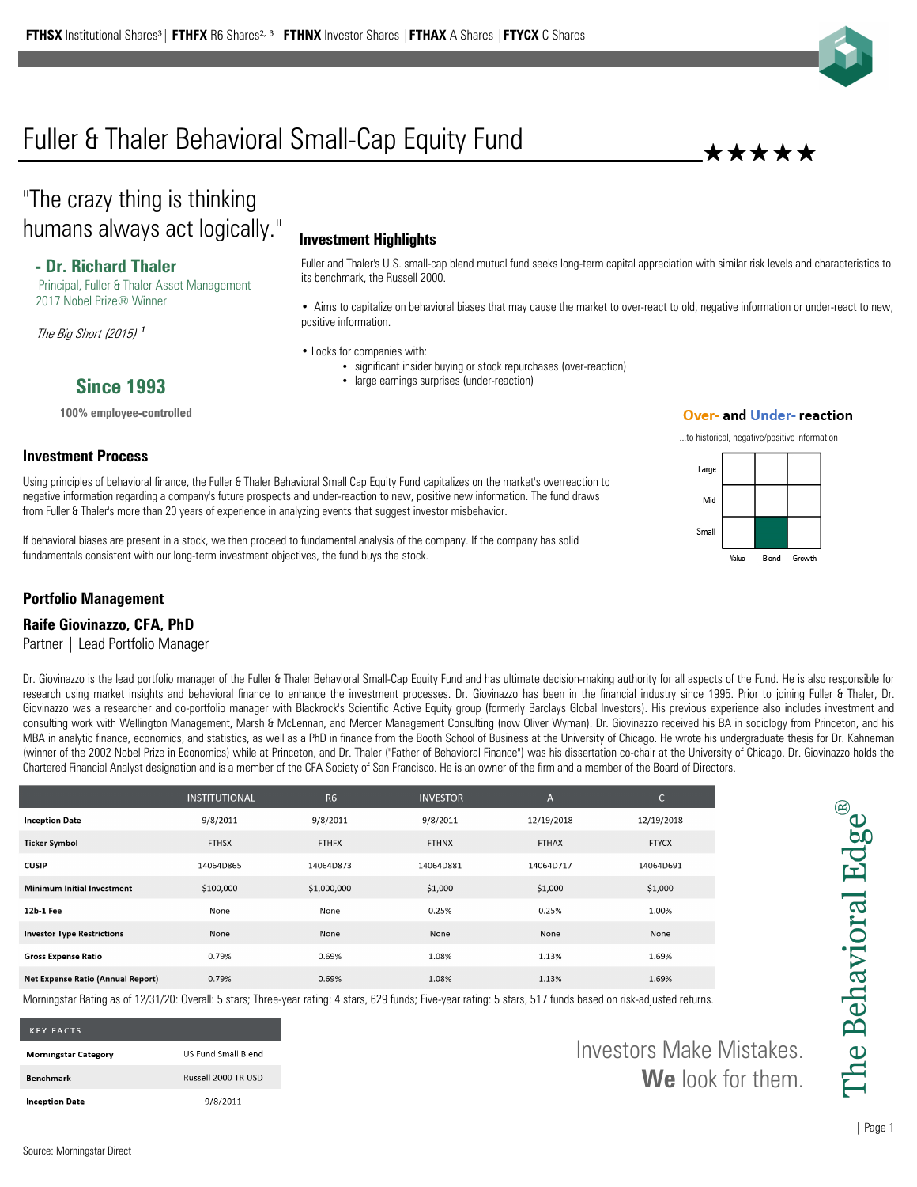**FTHSX** Institutional Shares[3] | **FTHFX** R6 Shares[2, 3] | **FTHNX** Investor Shares | **FTHAX** A Shares | **FTYCX** C Shares

# Fuller & Thaler Behavioral Small-Cap Equity Fund

★★★★★

"The crazy thing is thinking humans always act logically."

**- Dr. Richard Thaler**
Principal, Fuller & Thaler Asset Management
2017 Nobel Prize® Winner

*The Big Short (2015)* [1]

## Since 1993

**100% employee-controlled**

### Investment Highlights

Fuller and Thaler's U.S. small-cap blend mutual fund seeks long-term capital appreciation with similar risk levels and characteristics to its benchmark, the Russell 2000.

- Aims to capitalize on behavioral biases that may cause the market to over-react to old, negative information or under-react to new, positive information.
- Looks for companies with:
  - significant insider buying or stock repurchases (over-reaction)
  - large earnings surprises (under-reaction)

**Over- and Under- reaction**

...to historical, negative/positive information

| | Value | Blend | Growth |
|---|---|---|---|
| Large | | | |
| Mid | | | |
| Small | | ■ | |

### Investment Process

Using principles of behavioral finance, the Fuller & Thaler Behavioral Small Cap Equity Fund capitalizes on the market's overreaction to negative information regarding a company's future prospects and under-reaction to new, positive new information. The fund draws from Fuller & Thaler's more than 20 years of experience in analyzing events that suggest investor misbehavior.

If behavioral biases are present in a stock, we then proceed to fundamental analysis of the company. If the company has solid fundamentals consistent with our long-term investment objectives, the fund buys the stock.

### Portfolio Management

**Raife Giovinazzo, CFA, PhD**
Partner | Lead Portfolio Manager

Dr. Giovinazzo is the lead portfolio manager of the Fuller & Thaler Behavioral Small-Cap Equity Fund and has ultimate decision-making authority for all aspects of the Fund. He is also responsible for research using market insights and behavioral finance to enhance the investment processes. Dr. Giovinazzo has been in the financial industry since 1995. Prior to joining Fuller & Thaler, Dr. Giovinazzo was a researcher and co-portfolio manager with Blackrock's Scientific Active Equity group (formerly Barclays Global Investors). His previous experience also includes investment and consulting work with Wellington Management, Marsh & McLennan, and Mercer Management Consulting (now Oliver Wyman). Dr. Giovinazzo received his BA in sociology from Princeton, and his MBA in analytic finance, economics, and statistics, as well as a PhD in finance from the Booth School of Business at the University of Chicago. He wrote his undergraduate thesis for Dr. Kahneman (winner of the 2002 Nobel Prize in Economics) while at Princeton, and Dr. Thaler ("Father of Behavioral Finance") was his dissertation co-chair at the University of Chicago. Dr. Giovinazzo holds the Chartered Financial Analyst designation and is a member of the CFA Society of San Francisco. He is an owner of the firm and a member of the Board of Directors.

| | INSTITUTIONAL | R6 | INVESTOR | A | C |
|---|---|---|---|---|---|
| **Inception Date** | 9/8/2011 | 9/8/2011 | 9/8/2011 | 12/19/2018 | 12/19/2018 |
| **Ticker Symbol** | FTHSX | FTHFX | FTHNX | FTHAX | FTYCX |
| **CUSIP** | 14064D865 | 14064D873 | 14064D881 | 14064D717 | 14064D691 |
| **Minimum Initial Investment** | $100,000 | $1,000,000 | $1,000 | $1,000 | $1,000 |
| **12b-1 Fee** | None | None | 0.25% | 0.25% | 1.00% |
| **Investor Type Restrictions** | None | None | None | None | None |
| **Gross Expense Ratio** | 0.79% | 0.69% | 1.08% | 1.13% | 1.69% |
| **Net Expense Ratio (Annual Report)** | 0.79% | 0.69% | 1.08% | 1.13% | 1.69% |

Morningstar Rating as of 12/31/20: Overall: 5 stars; Three-year rating: 4 stars, 629 funds; Five-year rating: 5 stars, 517 funds based on risk-adjusted returns.

| KEY FACTS | |
|---|---|
| **Morningstar Category** | US Fund Small Blend |
| **Benchmark** | Russell 2000 TR USD |
| **Inception Date** | 9/8/2011 |

Investors Make Mistakes.
**We** look for them.

The Behavioral Edge®

Source: Morningstar Direct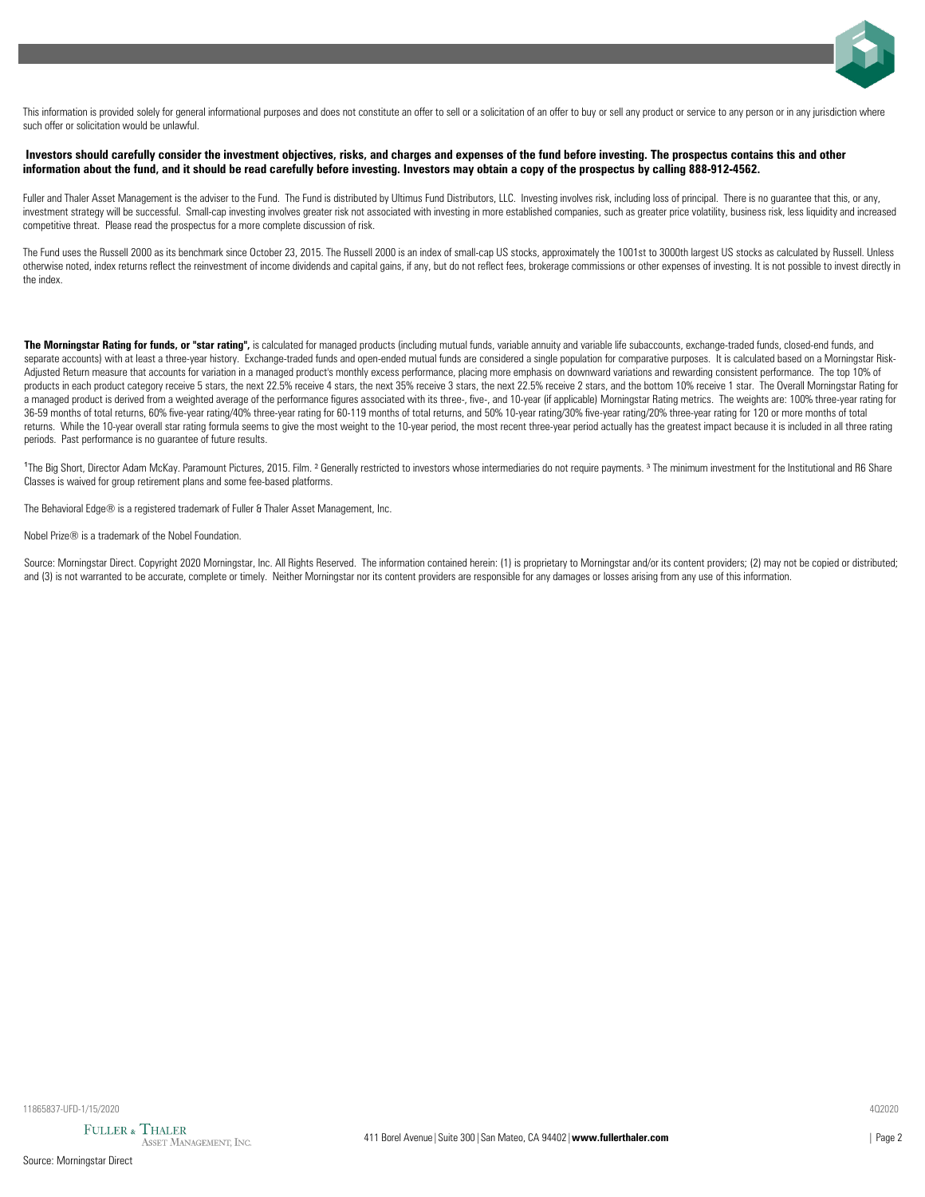This information is provided solely for general informational purposes and does not constitute an offer to sell or a solicitation of an offer to buy or sell any product or service to any person or in any jurisdiction where such offer or solicitation would be unlawful.

**Investors should carefully consider the investment objectives, risks, and charges and expenses of the fund before investing. The prospectus contains this and other information about the fund, and it should be read carefully before investing. Investors may obtain a copy of the prospectus by calling 888-912-4562.**

Fuller and Thaler Asset Management is the adviser to the Fund. The Fund is distributed by Ultimus Fund Distributors, LLC. Investing involves risk, including loss of principal. There is no guarantee that this, or any, investment strategy will be successful. Small-cap investing involves greater risk not associated with investing in more established companies, such as greater price volatility, business risk, less liquidity and increased competitive threat. Please read the prospectus for a more complete discussion of risk.

The Fund uses the Russell 2000 as its benchmark since October 23, 2015. The Russell 2000 is an index of small-cap US stocks, approximately the 1001st to 3000th largest US stocks as calculated by Russell. Unless otherwise noted, index returns reflect the reinvestment of income dividends and capital gains, if any, but do not reflect fees, brokerage commissions or other expenses of investing. It is not possible to invest directly in the index.

**The Morningstar Rating for funds, or "star rating",** is calculated for managed products (including mutual funds, variable annuity and variable life subaccounts, exchange-traded funds, closed-end funds, and separate accounts) with at least a three-year history. Exchange-traded funds and open-ended mutual funds are considered a single population for comparative purposes. It is calculated based on a Morningstar Risk-Adjusted Return measure that accounts for variation in a managed product's monthly excess performance, placing more emphasis on downward variations and rewarding consistent performance. The top 10% of products in each product category receive 5 stars, the next 22.5% receive 4 stars, the next 35% receive 3 stars, the next 22.5% receive 2 stars, and the bottom 10% receive 1 star. The Overall Morningstar Rating for a managed product is derived from a weighted average of the performance figures associated with its three-, five-, and 10-year (if applicable) Morningstar Rating metrics. The weights are: 100% three-year rating for 36-59 months of total returns, 60% five-year rating/40% three-year rating for 60-119 months of total returns, and 50% 10-year rating/30% five-year rating/20% three-year rating for 120 or more months of total returns. While the 10-year overall star rating formula seems to give the most weight to the 10-year period, the most recent three-year period actually has the greatest impact because it is included in all three rating periods. Past performance is no guarantee of future results.

[1]The Big Short, Director Adam McKay. Paramount Pictures, 2015. Film. [2] Generally restricted to investors whose intermediaries do not require payments. [3] The minimum investment for the Institutional and R6 Share Classes is waived for group retirement plans and some fee-based platforms.

The Behavioral Edge® is a registered trademark of Fuller & Thaler Asset Management, Inc.

Nobel Prize® is a trademark of the Nobel Foundation.

Source: Morningstar Direct. Copyright 2020 Morningstar, Inc. All Rights Reserved. The information contained herein: (1) is proprietary to Morningstar and/or its content providers; (2) may not be copied or distributed; and (3) is not warranted to be accurate, complete or timely. Neither Morningstar nor its content providers are responsible for any damages or losses arising from any use of this information.

11865837-UFD-1/15/2020

4Q2020

Fuller & Thaler Asset Management, Inc.

411 Borel Avenue | Suite 300 | San Mateo, CA 94402 | **www.fullerthaler.com**

Source: Morningstar Direct